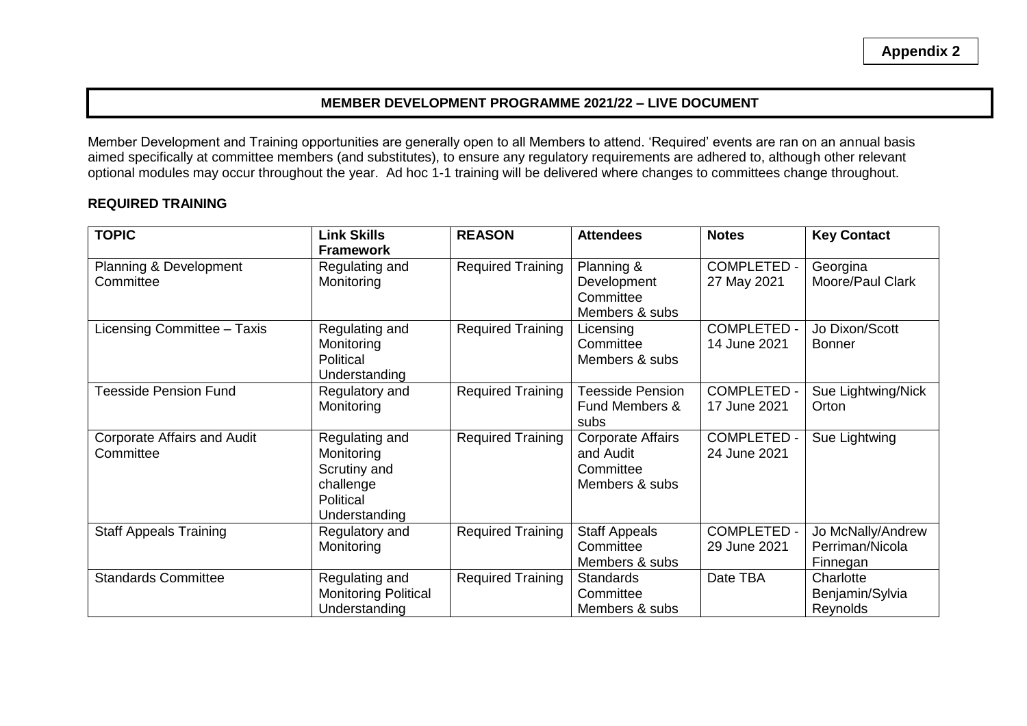**Appendix 2**

## MEMBER DEVELOPMENT PROGRAMME 2021/22 – LIVE DOCUMENT

Member Development and Training opportunities are generally open to all Members to attend. 'Required' events are ran on an annual basis aimed specifically at committee members (and substitutes), to ensure any regulatory requirements are adhered to, although other relevant optional modules may occur throughout the year. Ad hoc 1-1 training will be delivered where changes to committees change throughout.

### REQUIRED TRAINING

| TOPIC | Link Skills Framework | REASON | Attendees | Notes | Key Contact |
|---|---|---|---|---|---|
| Planning & Development Committee | Regulating and Monitoring | Required Training | Planning & Development Committee Members & subs | COMPLETED - 27 May 2021 | Georgina Moore/Paul Clark |
| Licensing Committee – Taxis | Regulating and Monitoring Political Understanding | Required Training | Licensing Committee Members & subs | COMPLETED - 14 June 2021 | Jo Dixon/Scott Bonner |
| Teesside Pension Fund | Regulatory and Monitoring | Required Training | Teesside Pension Fund Members & subs | COMPLETED - 17 June 2021 | Sue Lightwing/Nick Orton |
| Corporate Affairs and Audit Committee | Regulating and Monitoring Scrutiny and challenge Political Understanding | Required Training | Corporate Affairs and Audit Committee Members & subs | COMPLETED - 24 June 2021 | Sue Lightwing |
| Staff Appeals Training | Regulatory and Monitoring | Required Training | Staff Appeals Committee Members & subs | COMPLETED - 29 June 2021 | Jo McNally/Andrew Perriman/Nicola Finnegan |
| Standards Committee | Regulating and Monitoring Political Understanding | Required Training | Standards Committee Members & subs | Date TBA | Charlotte Benjamin/Sylvia Reynolds |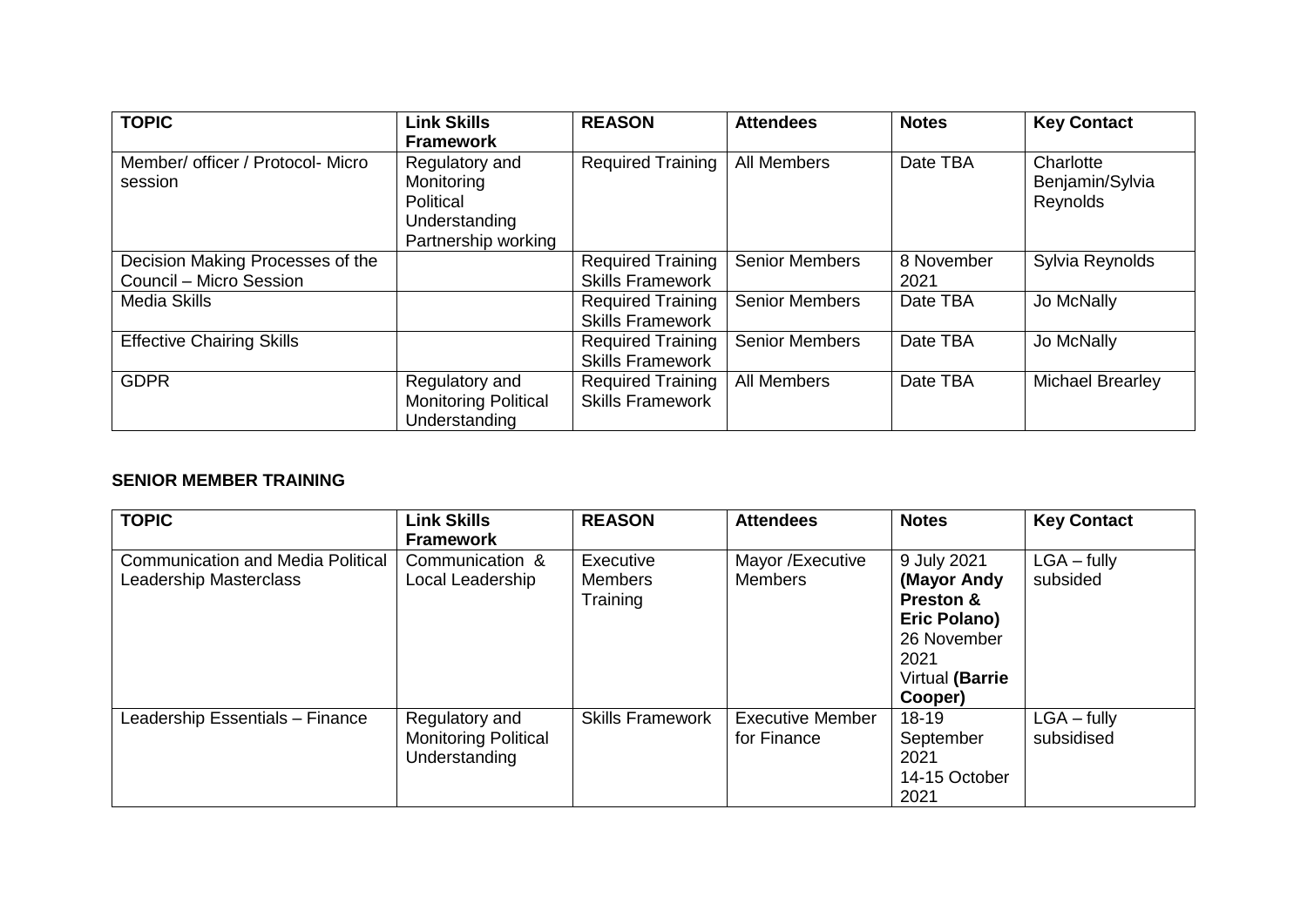| TOPIC | Link Skills Framework | REASON | Attendees | Notes | Key Contact |
|---|---|---|---|---|---|
| Member/ officer / Protocol- Micro session | Regulatory and Monitoring Political Understanding Partnership working | Required Training | All Members | Date TBA | Charlotte Benjamin/Sylvia Reynolds |
| Decision Making Processes of the Council – Micro Session | | Required Training Skills Framework | Senior Members | 8 November 2021 | Sylvia Reynolds |
| Media Skills | | Required Training Skills Framework | Senior Members | Date TBA | Jo McNally |
| Effective Chairing Skills | | Required Training Skills Framework | Senior Members | Date TBA | Jo McNally |
| GDPR | Regulatory and Monitoring Political Understanding | Required Training Skills Framework | All Members | Date TBA | Michael Brearley |

**SENIOR MEMBER TRAINING**

| TOPIC | Link Skills Framework | REASON | Attendees | Notes | Key Contact |
|---|---|---|---|---|---|
| Communication and Media Political Leadership Masterclass | Communication & Local Leadership | Executive Members Training | Mayor /Executive Members | 9 July 2021 **(Mayor Andy Preston & Eric Polano)** 26 November 2021 Virtual **(Barrie Cooper)** | LGA – fully subsided |
| Leadership Essentials – Finance | Regulatory and Monitoring Political Understanding | Skills Framework | Executive Member for Finance | 18-19 September 2021 14-15 October 2021 | LGA – fully subsidised |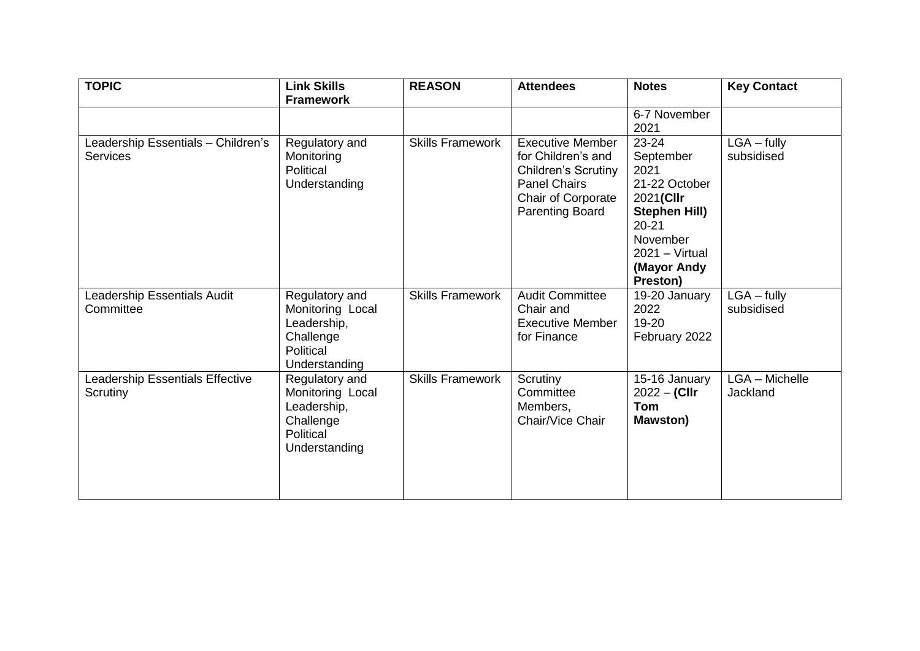| TOPIC | Link Skills Framework | REASON | Attendees | Notes | Key Contact |
|---|---|---|---|---|---|
| | | | | 6-7 November 2021 | |
| Leadership Essentials – Children's Services | Regulatory and Monitoring Political Understanding | Skills Framework | Executive Member for Children's and Children's Scrutiny Panel Chairs Chair of Corporate Parenting Board | 23-24 September 2021 21-22 October 2021**(Cllr Stephen Hill)** 20-21 November 2021 – Virtual **(Mayor Andy Preston)** | LGA – fully subsidised |
| Leadership Essentials Audit Committee | Regulatory and Monitoring Local Leadership, Challenge Political Understanding | Skills Framework | Audit Committee Chair and Executive Member for Finance | 19-20 January 2022 19-20 February 2022 | LGA – fully subsidised |
| Leadership Essentials Effective Scrutiny | Regulatory and Monitoring Local Leadership, Challenge Political Understanding | Skills Framework | Scrutiny Committee Members, Chair/Vice Chair | 15-16 January 2022 – **(Cllr Tom Mawston)** | LGA – Michelle Jackland |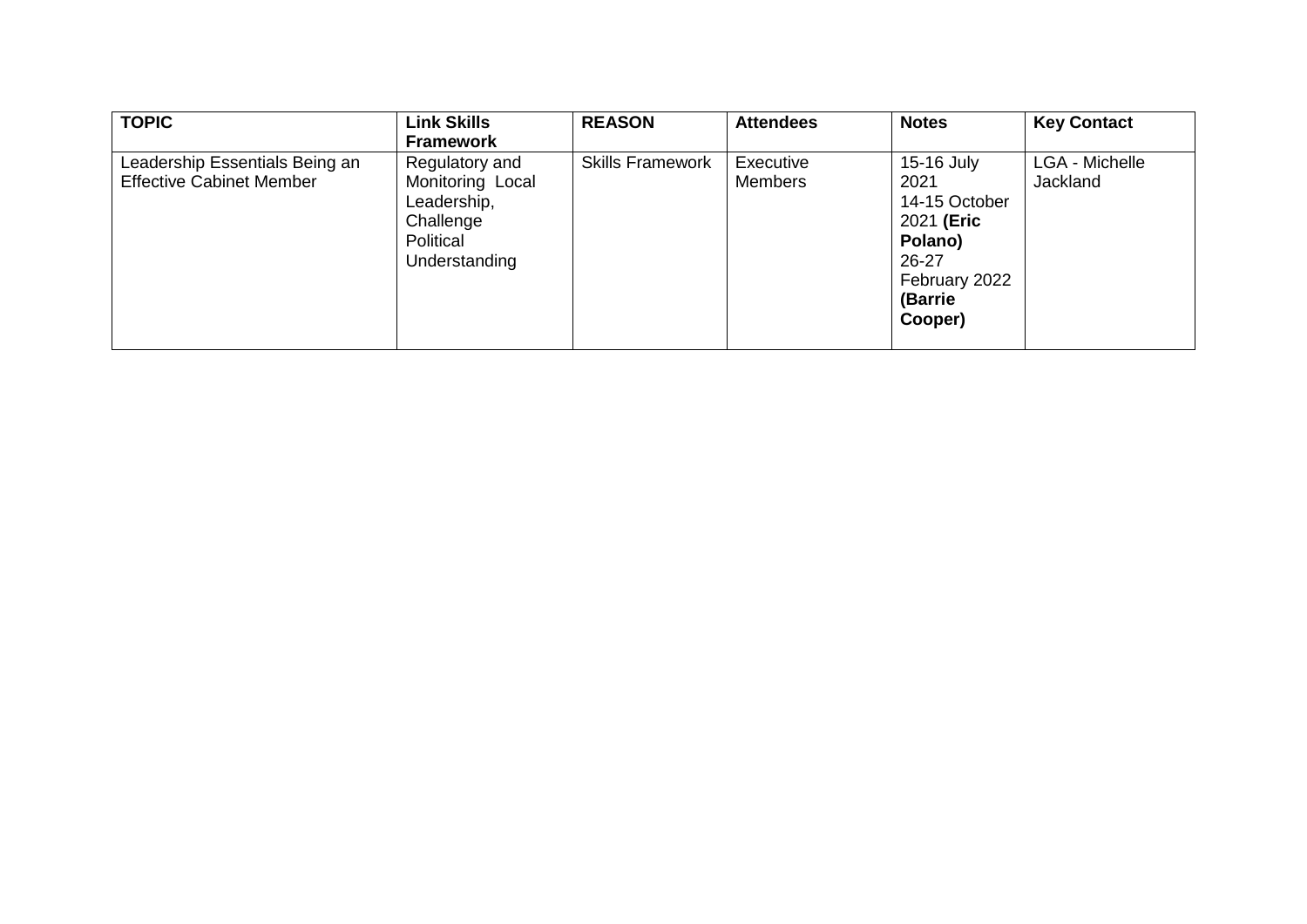| TOPIC | Link Skills Framework | REASON | Attendees | Notes | Key Contact |
|---|---|---|---|---|---|
| Leadership Essentials Being an Effective Cabinet Member | Regulatory and Monitoring Local Leadership, Challenge Political Understanding | Skills Framework | Executive Members | 15-16 July 2021<br>14-15 October 2021 **(Eric Polano)**<br>26-27 February 2022 **(Barrie Cooper)** | LGA - Michelle Jackland |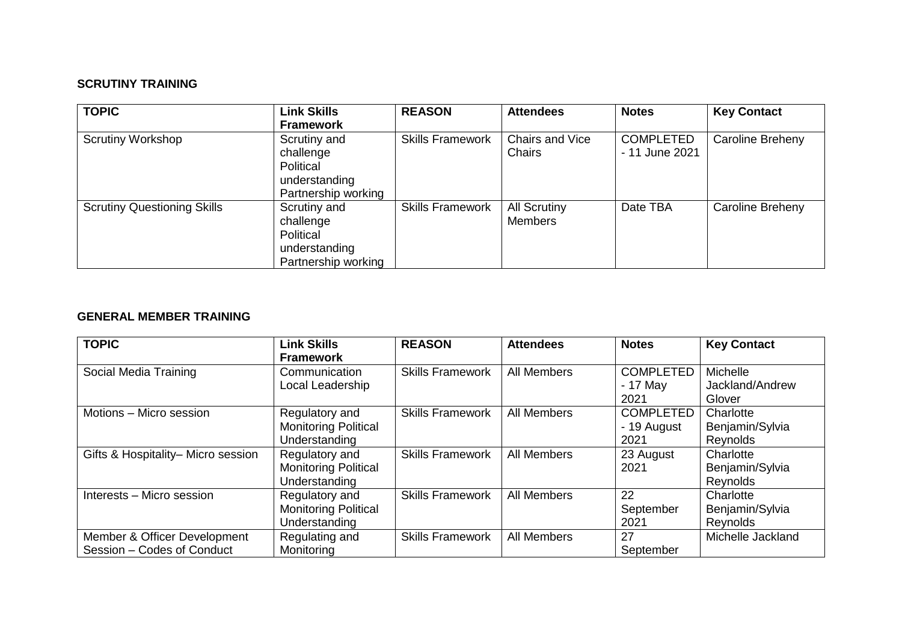**SCRUTINY TRAINING**

| TOPIC | Link Skills Framework | REASON | Attendees | Notes | Key Contact |
|---|---|---|---|---|---|
| Scrutiny Workshop | Scrutiny and challenge Political understanding Partnership working | Skills Framework | Chairs and Vice Chairs | COMPLETED - 11 June 2021 | Caroline Breheny |
| Scrutiny Questioning Skills | Scrutiny and challenge Political understanding Partnership working | Skills Framework | All Scrutiny Members | Date TBA | Caroline Breheny |

**GENERAL MEMBER TRAINING**

| TOPIC | Link Skills Framework | REASON | Attendees | Notes | Key Contact |
|---|---|---|---|---|---|
| Social Media Training | Communication Local Leadership | Skills Framework | All Members | COMPLETED - 17 May 2021 | Michelle Jackland/Andrew Glover |
| Motions – Micro session | Regulatory and Monitoring Political Understanding | Skills Framework | All Members | COMPLETED - 19 August 2021 | Charlotte Benjamin/Sylvia Reynolds |
| Gifts & Hospitality– Micro session | Regulatory and Monitoring Political Understanding | Skills Framework | All Members | 23 August 2021 | Charlotte Benjamin/Sylvia Reynolds |
| Interests – Micro session | Regulatory and Monitoring Political Understanding | Skills Framework | All Members | 22 September 2021 | Charlotte Benjamin/Sylvia Reynolds |
| Member & Officer Development Session – Codes of Conduct | Regulating and Monitoring | Skills Framework | All Members | 27 September | Michelle Jackland |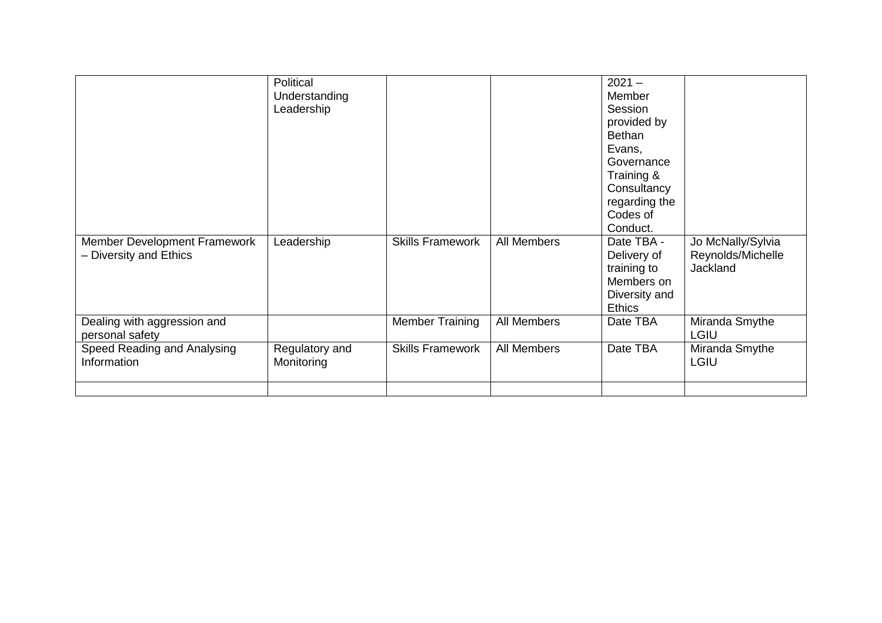| | | | | | |
|---|---|---|---|---|---|
| | Political Understanding Leadership | | | 2021 – Member Session provided by Bethan Evans, Governance Training & Consultancy regarding the Codes of Conduct. | |
| Member Development Framework – Diversity and Ethics | Leadership | Skills Framework | All Members | Date TBA - Delivery of training to Members on Diversity and Ethics | Jo McNally/Sylvia Reynolds/Michelle Jackland |
| Dealing with aggression and personal safety | | Member Training | All Members | Date TBA | Miranda Smythe LGIU |
| Speed Reading and Analysing Information | Regulatory and Monitoring | Skills Framework | All Members | Date TBA | Miranda Smythe LGIU |
| | | | | | |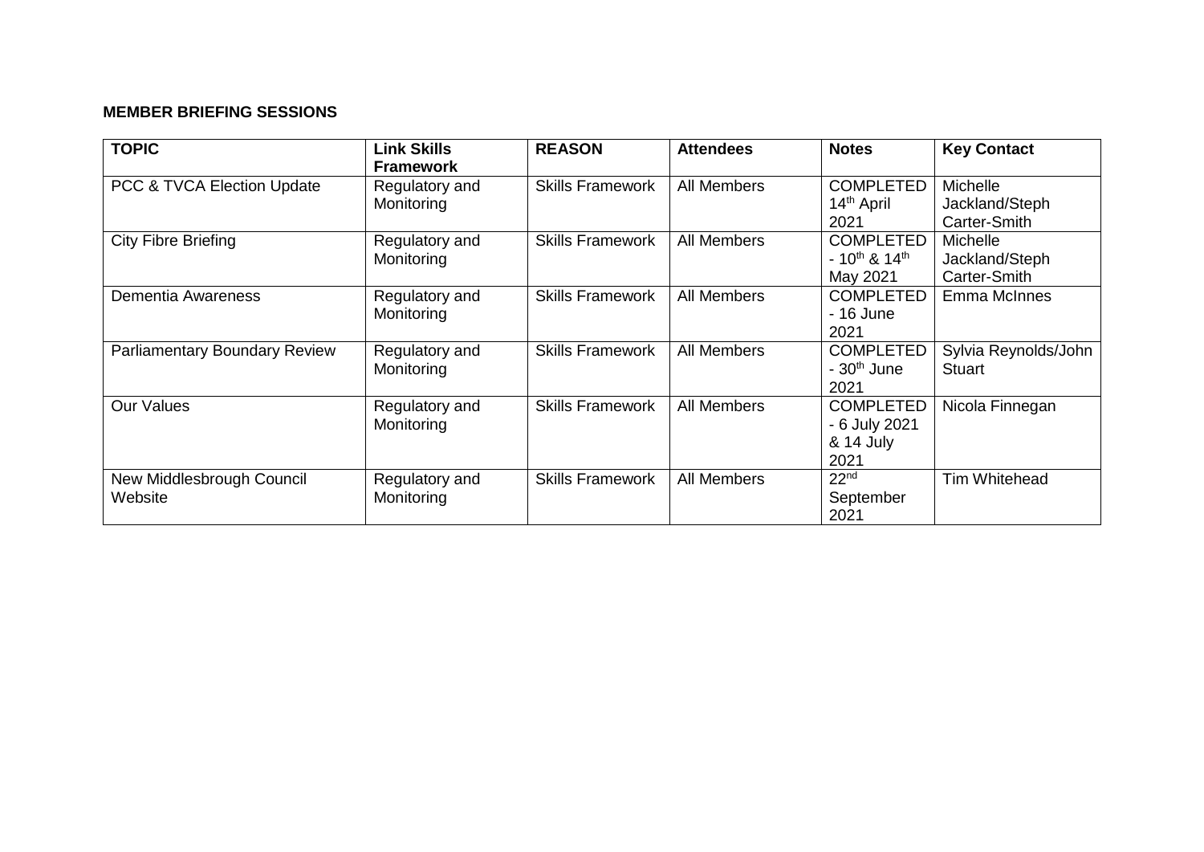**MEMBER BRIEFING SESSIONS**

| TOPIC | Link Skills Framework | REASON | Attendees | Notes | Key Contact |
|---|---|---|---|---|---|
| PCC & TVCA Election Update | Regulatory and Monitoring | Skills Framework | All Members | COMPLETED 14th April 2021 | Michelle Jackland/Steph Carter-Smith |
| City Fibre Briefing | Regulatory and Monitoring | Skills Framework | All Members | COMPLETED - 10th & 14th May 2021 | Michelle Jackland/Steph Carter-Smith |
| Dementia Awareness | Regulatory and Monitoring | Skills Framework | All Members | COMPLETED - 16 June 2021 | Emma McInnes |
| Parliamentary Boundary Review | Regulatory and Monitoring | Skills Framework | All Members | COMPLETED - 30th June 2021 | Sylvia Reynolds/John Stuart |
| Our Values | Regulatory and Monitoring | Skills Framework | All Members | COMPLETED - 6 July 2021 & 14 July 2021 | Nicola Finnegan |
| New Middlesbrough Council Website | Regulatory and Monitoring | Skills Framework | All Members | 22nd September 2021 | Tim Whitehead |